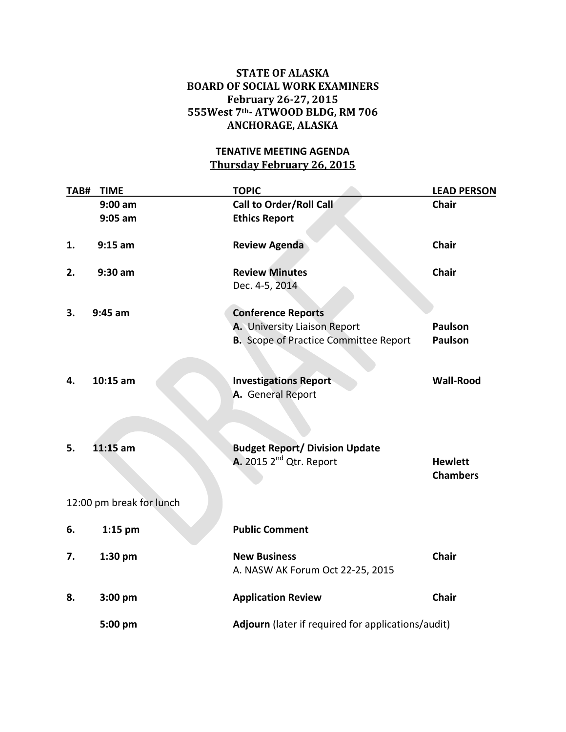# STATE OF ALASKA
# BOARD OF SOCIAL WORK EXAMINERS
# February 26-27, 2015
# 555West 7th- ATWOOD BLDG, RM 706
# ANCHORAGE, ALASKA

## TENATIVE MEETING AGENDA
## Thursday February 26, 2015

| TAB# | TIME | TOPIC | LEAD PERSON |
|---|---|---|---|
| | **9:00 am** | **Call to Order/Roll Call** | **Chair** |
| | **9:05 am** | **Ethics Report** | |
| **1.** | **9:15 am** | **Review Agenda** | **Chair** |
| **2.** | **9:30 am** | **Review Minutes**<br>Dec. 4-5, 2014 | **Chair** |
| **3.** | **9:45 am** | **Conference Reports** | |
| | | **A.** University Liaison Report | **Paulson** |
| | | **B.** Scope of Practice Committee Report | **Paulson** |
| **4.** | **10:15 am** | **Investigations Report**<br>**A.** General Report | **Wall-Rood** |
| **5.** | **11:15 am** | **Budget Report/ Division Update** | |
| | | **A.** 2015 2nd Qtr. Report | **Hewlett**<br>**Chambers** |
| 12:00 pm break for lunch | | | |
| **6.** | **1:15 pm** | **Public Comment** | |
| **7.** | **1:30 pm** | **New Business**<br>A. NASW AK Forum Oct 22-25, 2015 | **Chair** |
| **8.** | **3:00 pm** | **Application Review** | **Chair** |
| | **5:00 pm** | **Adjourn** (later if required for applications/audit) | |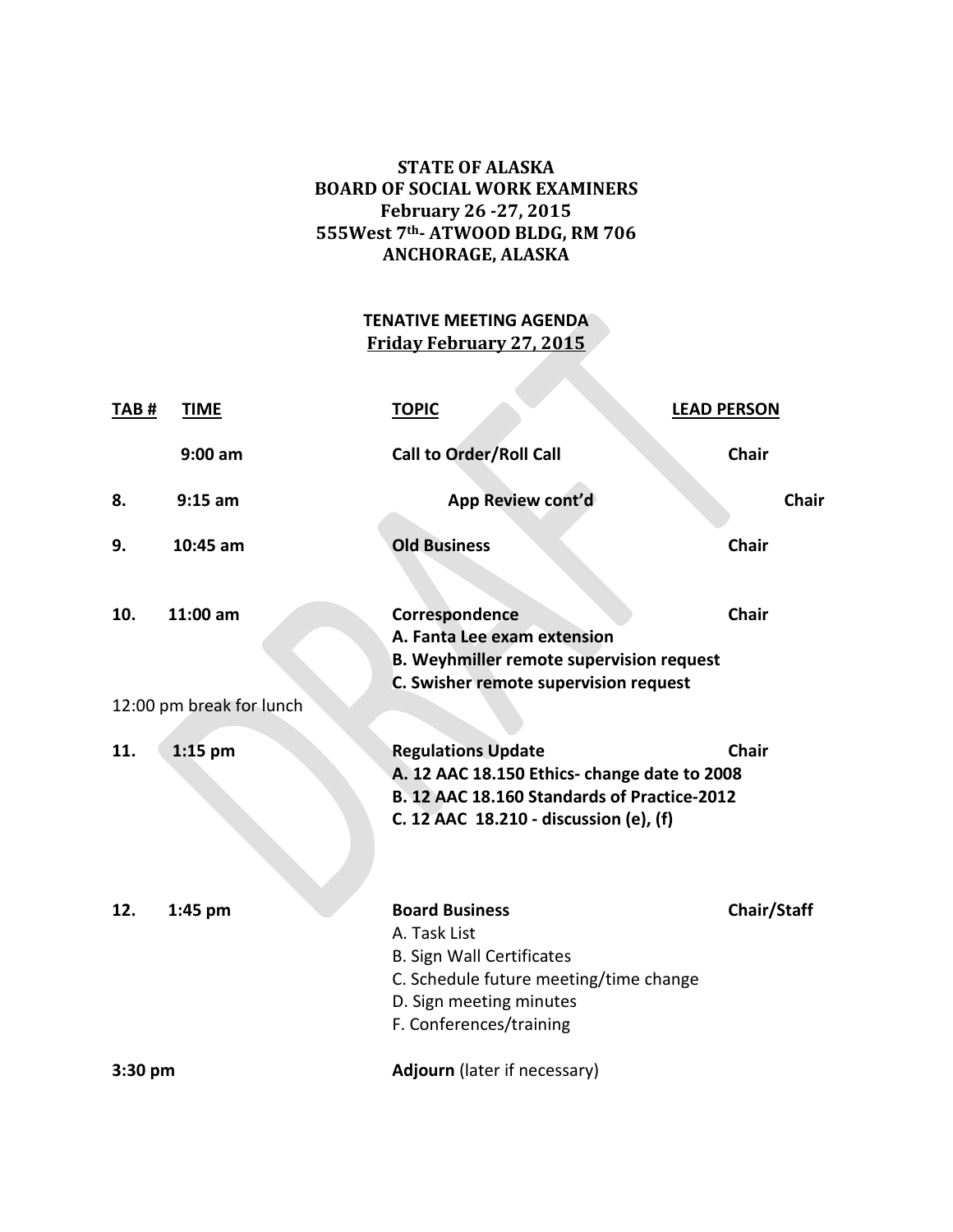**STATE OF ALASKA**
**BOARD OF SOCIAL WORK EXAMINERS**
**February 26 -27, 2015**
**555West 7th- ATWOOD BLDG, RM 706**
**ANCHORAGE, ALASKA**

**TENATIVE MEETING AGENDA**
**Friday February 27, 2015**

DRAFT

| TAB # | TIME | TOPIC | LEAD PERSON |
|---|---|---|---|
| | **9:00 am** | **Call to Order/Roll Call** | **Chair** |
| **8.** | **9:15 am** | **App Review cont'd** | **Chair** |
| **9.** | **10:45 am** | **Old Business** | **Chair** |
| **10.** | **11:00 am** | **Correspondence**<br>**A. Fanta Lee exam extension**<br>**B. Weyhmiller remote supervision request**<br>**C. Swisher remote supervision request** | **Chair** |
| 12:00 pm break for lunch | | | |
| **11.** | **1:15 pm** | **Regulations Update**<br>**A. 12 AAC 18.150 Ethics- change date to 2008**<br>**B. 12 AAC 18.160 Standards of Practice-2012**<br>**C. 12 AAC 18.210 - discussion (e), (f)** | **Chair** |
| **12.** | **1:45 pm** | **Board Business**<br>A. Task List<br>B. Sign Wall Certificates<br>C. Schedule future meeting/time change<br>D. Sign meeting minutes<br>F. Conferences/training | **Chair/Staff** |
| **3:30 pm** | | **Adjourn** (later if necessary) | |